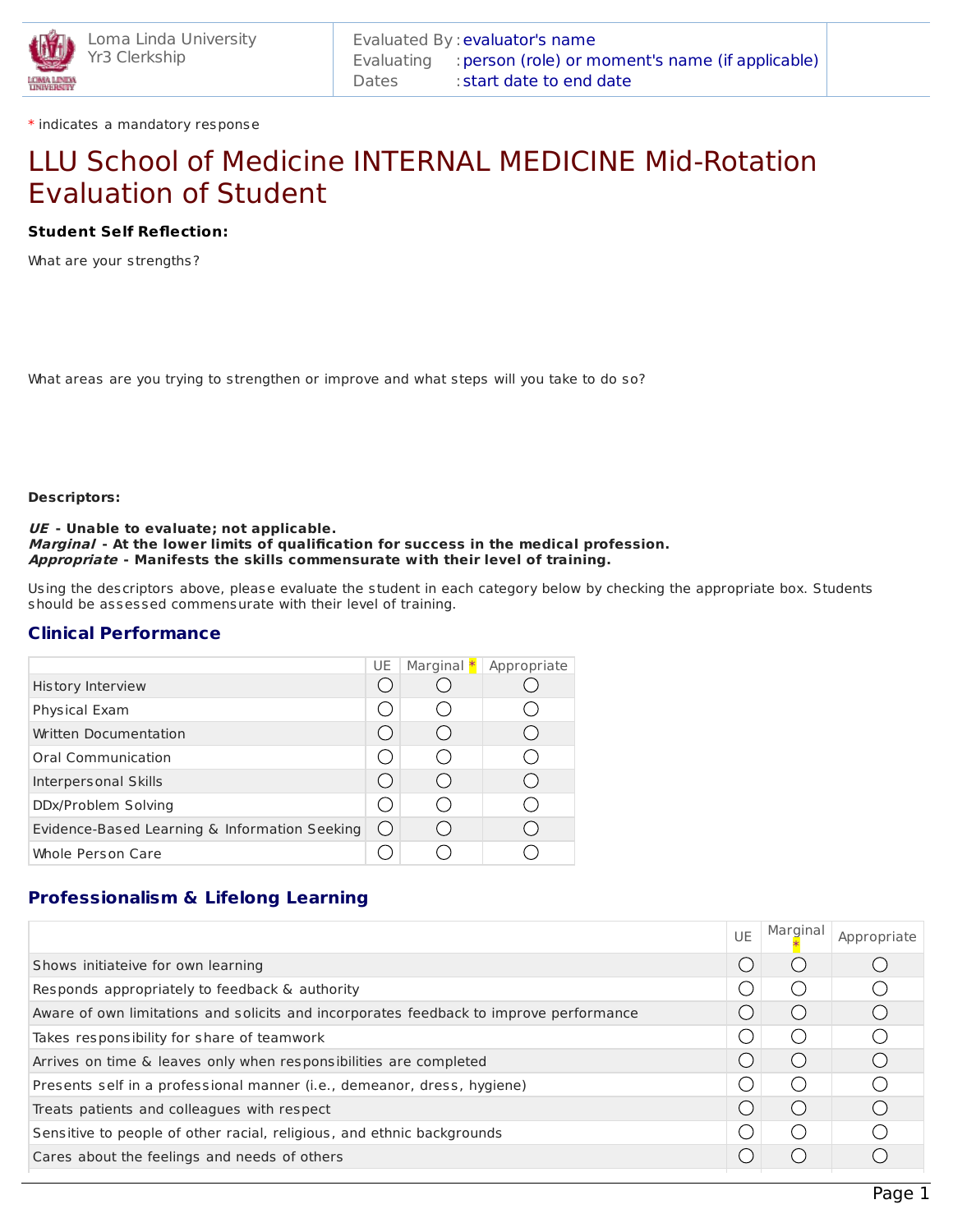Loma Linda University
Yr3 Clerkship

Evaluated By : evaluator's name
Evaluating : person (role) or moment's name (if applicable)
Dates : start date to end date

* indicates a mandatory response

# LLU School of Medicine INTERNAL MEDICINE Mid-Rotation Evaluation of Student

**Student Self Reflection:**

What are your strengths?

What areas are you trying to strengthen or improve and what steps will you take to do so?

**Descriptors:**

***UE*** **- Unable to evaluate; not applicable.**
***Marginal*** **- At the lower limits of qualification for success in the medical profession.**
***Appropriate*** **- Manifests the skills commensurate with their level of training.**

Using the descriptors above, please evaluate the student in each category below by checking the appropriate box. Students should be assessed commensurate with their level of training.

## Clinical Performance

| | UE | Marginal * | Appropriate |
|---|---|---|---|
| History Interview | ○ | ○ | ○ |
| Physical Exam | ○ | ○ | ○ |
| Written Documentation | ○ | ○ | ○ |
| Oral Communication | ○ | ○ | ○ |
| Interpersonal Skills | ○ | ○ | ○ |
| DDx/Problem Solving | ○ | ○ | ○ |
| Evidence-Based Learning & Information Seeking | ○ | ○ | ○ |
| Whole Person Care | ○ | ○ | ○ |

## Professionalism & Lifelong Learning

| | UE | Marginal * | Appropriate |
|---|---|---|---|
| Shows initiateive for own learning | ○ | ○ | ○ |
| Responds appropriately to feedback & authority | ○ | ○ | ○ |
| Aware of own limitations and solicits and incorporates feedback to improve performance | ○ | ○ | ○ |
| Takes responsibility for share of teamwork | ○ | ○ | ○ |
| Arrives on time & leaves only when responsibilities are completed | ○ | ○ | ○ |
| Presents self in a professional manner (i.e., demeanor, dress, hygiene) | ○ | ○ | ○ |
| Treats patients and colleagues with respect | ○ | ○ | ○ |
| Sensitive to people of other racial, religious, and ethnic backgrounds | ○ | ○ | ○ |
| Cares about the feelings and needs of others | ○ | ○ | ○ |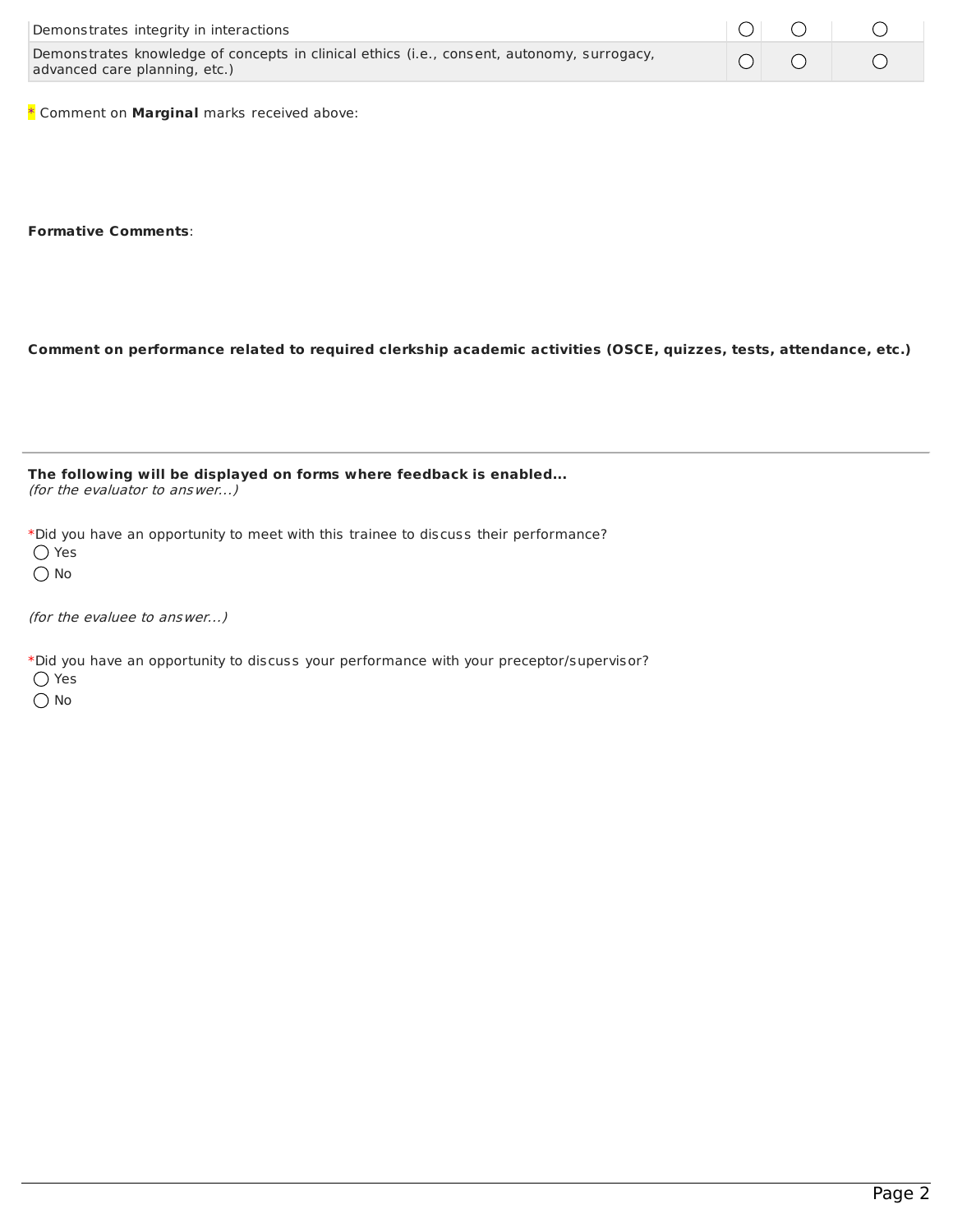| | | | |
|---|---|---|---|
| Demonstrates integrity in interactions | ◯ | ◯ | ◯ |
| Demonstrates knowledge of concepts in clinical ethics (i.e., consent, autonomy, surrogacy, advanced care planning, etc.) | ◯ | ◯ | ◯ |

* Comment on **Marginal** marks received above:

**Formative Comments**:

**Comment on performance related to required clerkship academic activities (OSCE, quizzes, tests, attendance, etc.)**

---

**The following will be displayed on forms where feedback is enabled...**
*(for the evaluator to answer...)*

*Did you have an opportunity to meet with this trainee to discuss their performance?
◯ Yes
◯ No

*(for the evaluee to answer...)*

*Did you have an opportunity to discuss your performance with your preceptor/supervisor?
◯ Yes
◯ No